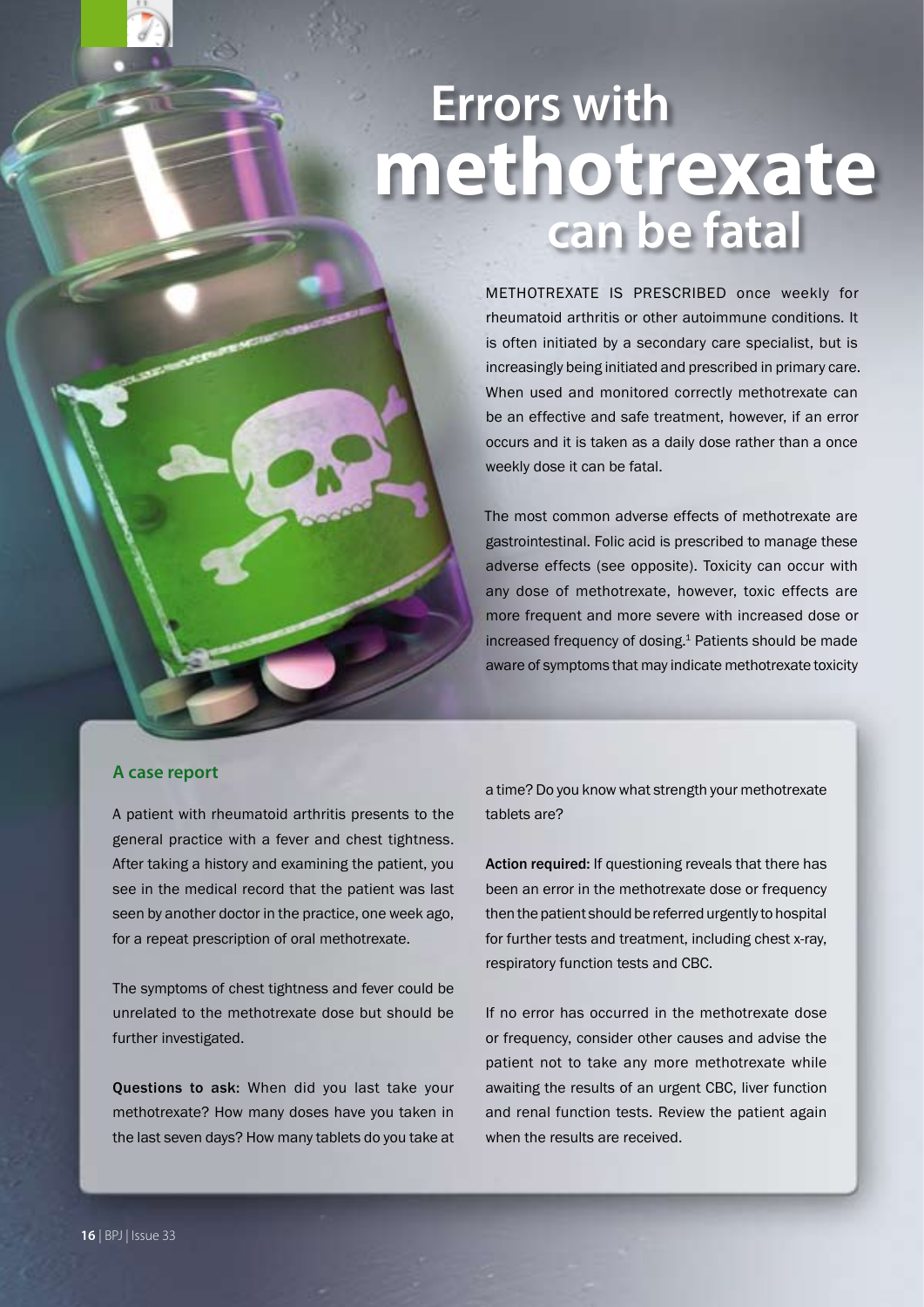# Errors with methotrexate can be fatal

METHOTREXATE IS PRESCRIBED once weekly for rheumatoid arthritis or other autoimmune conditions. It is often initiated by a secondary care specialist, but is increasingly being initiated and prescribed in primary care. When used and monitored correctly methotrexate can be an effective and safe treatment, however, if an error occurs and it is taken as a daily dose rather than a once weekly dose it can be fatal.

The most common adverse effects of methotrexate are gastrointestinal. Folic acid is prescribed to manage these adverse effects (see opposite). Toxicity can occur with any dose of methotrexate, however, toxic effects are more frequent and more severe with increased dose or increased frequency of dosing.[1] Patients should be made aware of symptoms that may indicate methotrexate toxicity

## A case report

A patient with rheumatoid arthritis presents to the general practice with a fever and chest tightness. After taking a history and examining the patient, you see in the medical record that the patient was last seen by another doctor in the practice, one week ago, for a repeat prescription of oral methotrexate.

The symptoms of chest tightness and fever could be unrelated to the methotrexate dose but should be further investigated.

**Questions to ask:** When did you last take your methotrexate? How many doses have you taken in the last seven days? How many tablets do you take at a time? Do you know what strength your methotrexate tablets are?

**Action required:** If questioning reveals that there has been an error in the methotrexate dose or frequency then the patient should be referred urgently to hospital for further tests and treatment, including chest x-ray, respiratory function tests and CBC.

If no error has occurred in the methotrexate dose or frequency, consider other causes and advise the patient not to take any more methotrexate while awaiting the results of an urgent CBC, liver function and renal function tests. Review the patient again when the results are received.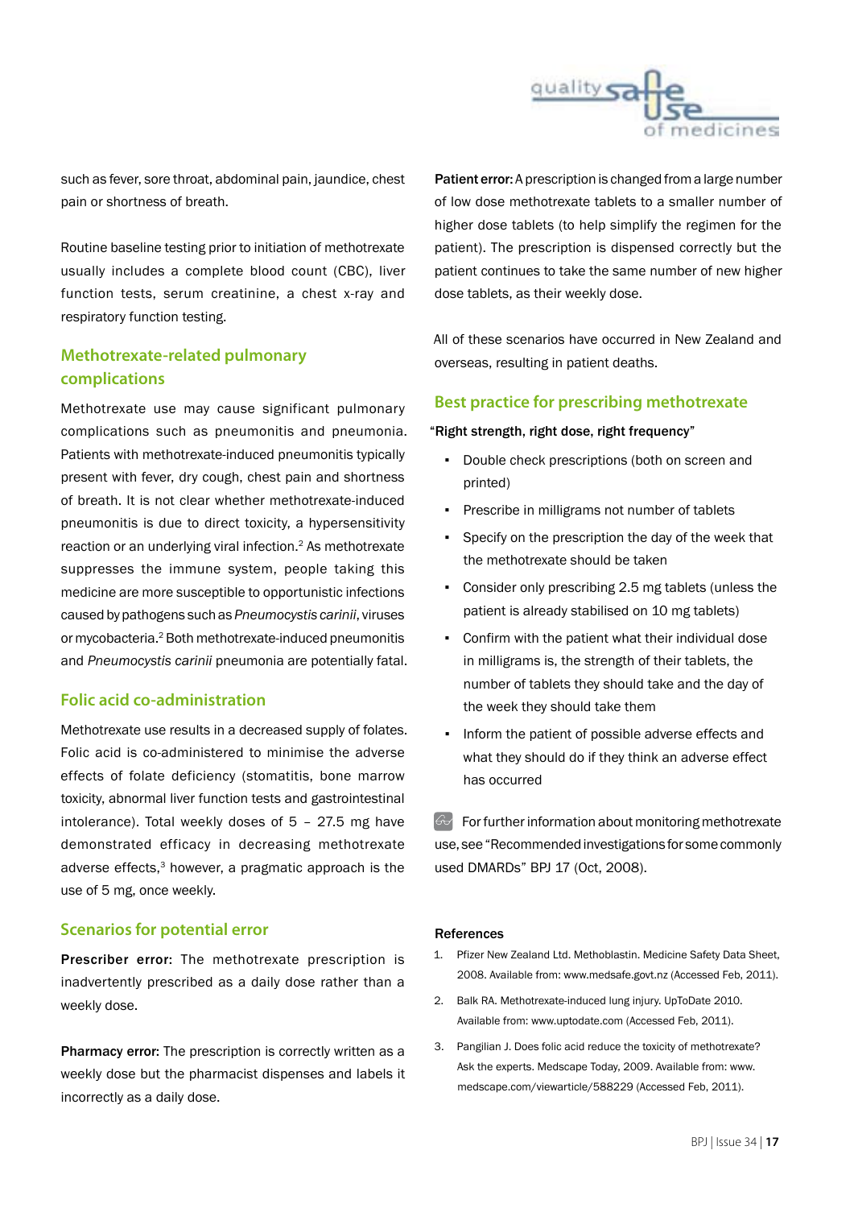such as fever, sore throat, abdominal pain, jaundice, chest pain or shortness of breath.

Routine baseline testing prior to initiation of methotrexate usually includes a complete blood count (CBC), liver function tests, serum creatinine, a chest x-ray and respiratory function testing.

## Methotrexate-related pulmonary complications

Methotrexate use may cause significant pulmonary complications such as pneumonitis and pneumonia. Patients with methotrexate-induced pneumonitis typically present with fever, dry cough, chest pain and shortness of breath. It is not clear whether methotrexate-induced pneumonitis is due to direct toxicity, a hypersensitivity reaction or an underlying viral infection.[2] As methotrexate suppresses the immune system, people taking this medicine are more susceptible to opportunistic infections caused by pathogens such as *Pneumocystis carinii*, viruses or mycobacteria.[2] Both methotrexate-induced pneumonitis and *Pneumocystis carinii* pneumonia are potentially fatal.

## Folic acid co-administration

Methotrexate use results in a decreased supply of folates. Folic acid is co-administered to minimise the adverse effects of folate deficiency (stomatitis, bone marrow toxicity, abnormal liver function tests and gastrointestinal intolerance). Total weekly doses of 5 – 27.5 mg have demonstrated efficacy in decreasing methotrexate adverse effects,[3] however, a pragmatic approach is the use of 5 mg, once weekly.

## Scenarios for potential error

**Prescriber error:** The methotrexate prescription is inadvertently prescribed as a daily dose rather than a weekly dose.

**Pharmacy error:** The prescription is correctly written as a weekly dose but the pharmacist dispenses and labels it incorrectly as a daily dose.

**Patient error:** A prescription is changed from a large number of low dose methotrexate tablets to a smaller number of higher dose tablets (to help simplify the regimen for the patient). The prescription is dispensed correctly but the patient continues to take the same number of new higher dose tablets, as their weekly dose.

All of these scenarios have occurred in New Zealand and overseas, resulting in patient deaths.

## Best practice for prescribing methotrexate

**"Right strength, right dose, right frequency"**

- Double check prescriptions (both on screen and printed)
- Prescribe in milligrams not number of tablets
- Specify on the prescription the day of the week that the methotrexate should be taken
- Consider only prescribing 2.5 mg tablets (unless the patient is already stabilised on 10 mg tablets)
- Confirm with the patient what their individual dose in milligrams is, the strength of their tablets, the number of tablets they should take and the day of the week they should take them
- Inform the patient of possible adverse effects and what they should do if they think an adverse effect has occurred

For further information about monitoring methotrexate use, see "Recommended investigations for some commonly used DMARDs" BPJ 17 (Oct, 2008).

### References

1. Pfizer New Zealand Ltd. Methoblastin. Medicine Safety Data Sheet, 2008. Available from: www.medsafe.govt.nz (Accessed Feb, 2011).
2. Balk RA. Methotrexate-induced lung injury. UpToDate 2010. Available from: www.uptodate.com (Accessed Feb, 2011).
3. Pangilian J. Does folic acid reduce the toxicity of methotrexate? Ask the experts. Medscape Today, 2009. Available from: www.medscape.com/viewarticle/588229 (Accessed Feb, 2011).